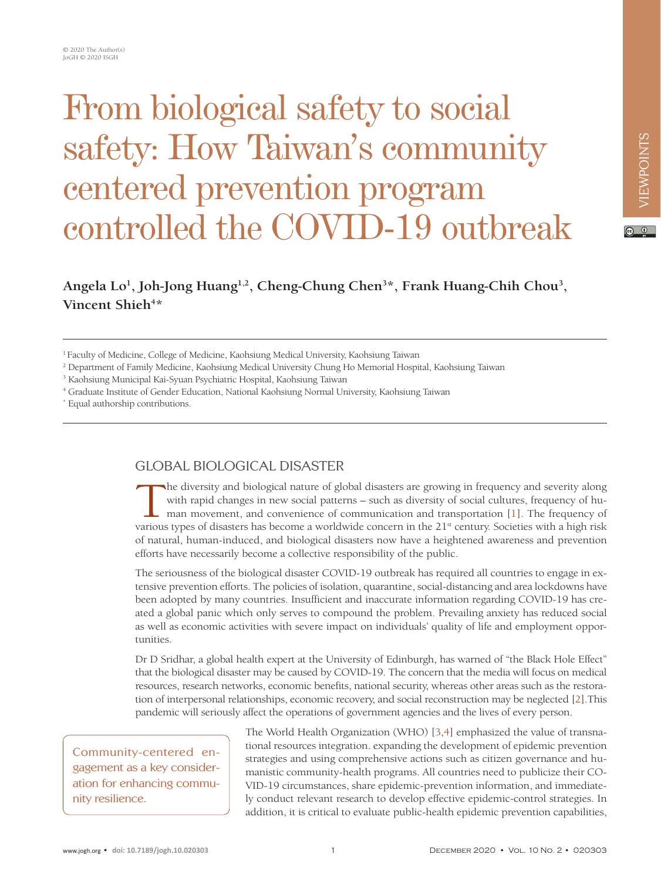# From biological safety to social safety: How Taiwan's community centered prevention program controlled the COVID-19 outbreak

**Angela Lo[1], Joh-Jong Huang[1,2], Cheng-Chung Chen[3]*, Frank Huang-Chih Chou[3], Vincent Shieh[4]***

[1] Faculty of Medicine, College of Medicine, Kaohsiung Medical University, Kaohsiung Taiwan
[2] Department of Family Medicine, Kaohsiung Medical University Chung Ho Memorial Hospital, Kaohsiung Taiwan
[3] Kaohsiung Municipal Kai-Syuan Psychiatric Hospital, Kaohsiung Taiwan
[4] Graduate Institute of Gender Education, National Kaohsiung Normal University, Kaohsiung Taiwan
* Equal authorship contributions.

## GLOBAL BIOLOGICAL DISASTER

The diversity and biological nature of global disasters are growing in frequency and severity along with rapid changes in new social patterns – such as diversity of social cultures, frequency of human movement, and convenience of communication and transportation [1]. The frequency of various types of disasters has become a worldwide concern in the 21st century. Societies with a high risk of natural, human-induced, and biological disasters now have a heightened awareness and prevention efforts have necessarily become a collective responsibility of the public.

The seriousness of the biological disaster COVID-19 outbreak has required all countries to engage in extensive prevention efforts. The policies of isolation, quarantine, social-distancing and area lockdowns have been adopted by many countries. Insufficient and inaccurate information regarding COVID-19 has created a global panic which only serves to compound the problem. Prevailing anxiety has reduced social as well as economic activities with severe impact on individuals' quality of life and employment opportunities.

Dr D Sridhar, a global health expert at the University of Edinburgh, has warned of "the Black Hole Effect" that the biological disaster may be caused by COVID-19. The concern that the media will focus on medical resources, research networks, economic benefits, national security, whereas other areas such as the restoration of interpersonal relationships, economic recovery, and social reconstruction may be neglected [2].This pandemic will seriously affect the operations of government agencies and the lives of every person.

> Community-centered engagement as a key consideration for enhancing community resilience.

The World Health Organization (WHO) [3,4] emphasized the value of transnational resources integration. expanding the development of epidemic prevention strategies and using comprehensive actions such as citizen governance and humanistic community-health programs. All countries need to publicize their COVID-19 circumstances, share epidemic-prevention information, and immediately conduct relevant research to develop effective epidemic-control strategies. In addition, it is critical to evaluate public-health epidemic prevention capabilities,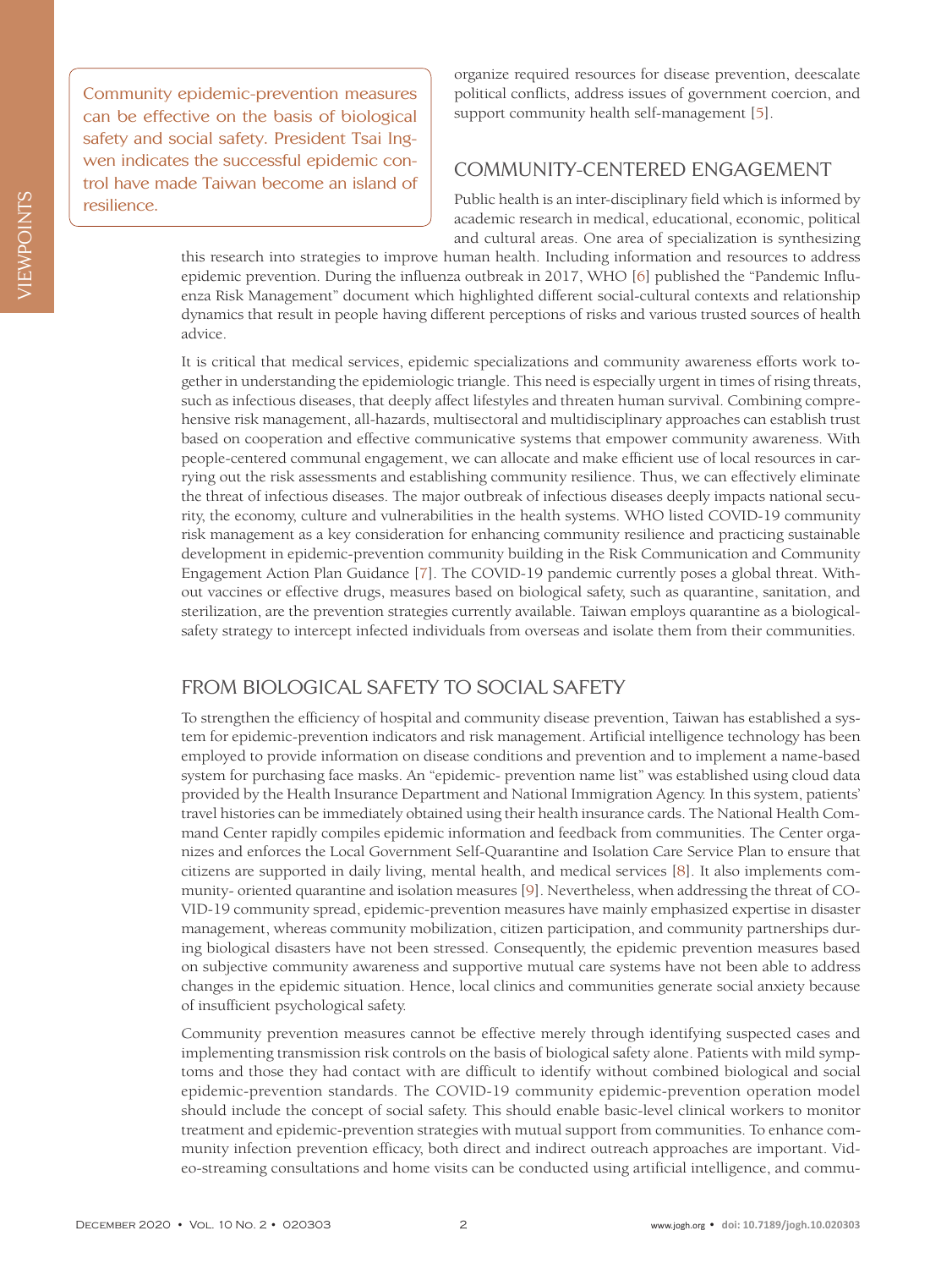> Community epidemic-prevention measures can be effective on the basis of biological safety and social safety. President Tsai Ing-wen indicates the successful epidemic control have made Taiwan become an island of resilience.

organize required resources for disease prevention, deescalate political conflicts, address issues of government coercion, and support community health self-management [5].

## COMMUNITY-CENTERED ENGAGEMENT

Public health is an inter-disciplinary field which is informed by academic research in medical, educational, economic, political and cultural areas. One area of specialization is synthesizing this research into strategies to improve human health. Including information and resources to address epidemic prevention. During the influenza outbreak in 2017, WHO [6] published the "Pandemic Influenza Risk Management" document which highlighted different social-cultural contexts and relationship dynamics that result in people having different perceptions of risks and various trusted sources of health advice.

It is critical that medical services, epidemic specializations and community awareness efforts work together in understanding the epidemiologic triangle. This need is especially urgent in times of rising threats, such as infectious diseases, that deeply affect lifestyles and threaten human survival. Combining comprehensive risk management, all-hazards, multisectoral and multidisciplinary approaches can establish trust based on cooperation and effective communicative systems that empower community awareness. With people-centered communal engagement, we can allocate and make efficient use of local resources in carrying out the risk assessments and establishing community resilience. Thus, we can effectively eliminate the threat of infectious diseases. The major outbreak of infectious diseases deeply impacts national security, the economy, culture and vulnerabilities in the health systems. WHO listed COVID-19 community risk management as a key consideration for enhancing community resilience and practicing sustainable development in epidemic-prevention community building in the Risk Communication and Community Engagement Action Plan Guidance [7]. The COVID-19 pandemic currently poses a global threat. Without vaccines or effective drugs, measures based on biological safety, such as quarantine, sanitation, and sterilization, are the prevention strategies currently available. Taiwan employs quarantine as a biological-safety strategy to intercept infected individuals from overseas and isolate them from their communities.

## FROM BIOLOGICAL SAFETY TO SOCIAL SAFETY

To strengthen the efficiency of hospital and community disease prevention, Taiwan has established a system for epidemic-prevention indicators and risk management. Artificial intelligence technology has been employed to provide information on disease conditions and prevention and to implement a name-based system for purchasing face masks. An "epidemic- prevention name list" was established using cloud data provided by the Health Insurance Department and National Immigration Agency. In this system, patients' travel histories can be immediately obtained using their health insurance cards. The National Health Command Center rapidly compiles epidemic information and feedback from communities. The Center organizes and enforces the Local Government Self-Quarantine and Isolation Care Service Plan to ensure that citizens are supported in daily living, mental health, and medical services [8]. It also implements community- oriented quarantine and isolation measures [9]. Nevertheless, when addressing the threat of COVID-19 community spread, epidemic-prevention measures have mainly emphasized expertise in disaster management, whereas community mobilization, citizen participation, and community partnerships during biological disasters have not been stressed. Consequently, the epidemic prevention measures based on subjective community awareness and supportive mutual care systems have not been able to address changes in the epidemic situation. Hence, local clinics and communities generate social anxiety because of insufficient psychological safety.

Community prevention measures cannot be effective merely through identifying suspected cases and implementing transmission risk controls on the basis of biological safety alone. Patients with mild symptoms and those they had contact with are difficult to identify without combined biological and social epidemic-prevention standards. The COVID-19 community epidemic-prevention operation model should include the concept of social safety. This should enable basic-level clinical workers to monitor treatment and epidemic-prevention strategies with mutual support from communities. To enhance community infection prevention efficacy, both direct and indirect outreach approaches are important. Video-streaming consultations and home visits can be conducted using artificial intelligence, and commu-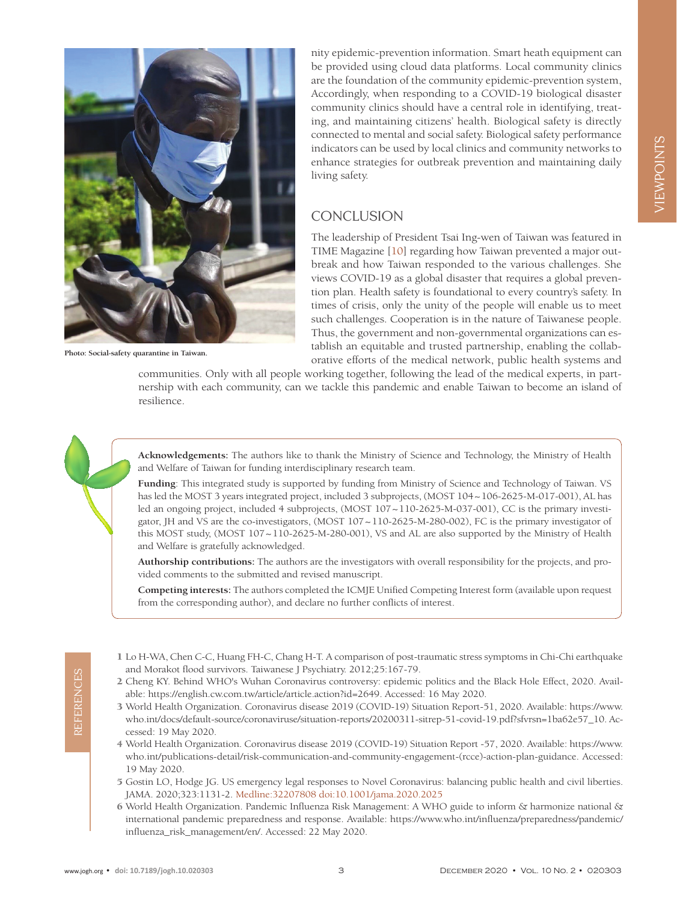nity epidemic-prevention information. Smart heath equipment can be provided using cloud data platforms. Local community clinics are the foundation of the community epidemic-prevention system, Accordingly, when responding to a COVID-19 biological disaster community clinics should have a central role in identifying, treating, and maintaining citizens' health. Biological safety is directly connected to mental and social safety. Biological safety performance indicators can be used by local clinics and community networks to enhance strategies for outbreak prevention and maintaining daily living safety.

Photo: Social-safety quarantine in Taiwan.

## CONCLUSION

The leadership of President Tsai Ing-wen of Taiwan was featured in TIME Magazine [10] regarding how Taiwan prevented a major outbreak and how Taiwan responded to the various challenges. She views COVID-19 as a global disaster that requires a global prevention plan. Health safety is foundational to every country's safety. In times of crisis, only the unity of the people will enable us to meet such challenges. Cooperation is in the nature of Taiwanese people. Thus, the government and non-governmental organizations can establish an equitable and trusted partnership, enabling the collaborative efforts of the medical network, public health systems and communities. Only with all people working together, following the lead of the medical experts, in partnership with each community, can we tackle this pandemic and enable Taiwan to become an island of resilience.

**Acknowledgements:** The authors like to thank the Ministry of Science and Technology, the Ministry of Health and Welfare of Taiwan for funding interdisciplinary research team.

**Funding**: This integrated study is supported by funding from Ministry of Science and Technology of Taiwan. VS has led the MOST 3 years integrated project, included 3 subprojects, (MOST 104~106-2625-M-017-001), AL has led an ongoing project, included 4 subprojects, (MOST 107~110-2625-M-037-001), CC is the primary investigator, JH and VS are the co-investigators, (MOST 107~110-2625-M-280-002), FC is the primary investigator of this MOST study, (MOST 107~110-2625-M-280-001), VS and AL are also supported by the Ministry of Health and Welfare is gratefully acknowledged.

**Authorship contributions:** The authors are the investigators with overall responsibility for the projects, and provided comments to the submitted and revised manuscript.

**Competing interests:** The authors completed the ICMJE Unified Competing Interest form (available upon request from the corresponding author), and declare no further conflicts of interest.

## REFERENCES

1 Lo H-WA, Chen C-C, Huang FH-C, Chang H-T. A comparison of post-traumatic stress symptoms in Chi-Chi earthquake and Morakot flood survivors. Taiwanese J Psychiatry. 2012;25:167-79.

2 Cheng KY. Behind WHO's Wuhan Coronavirus controversy: epidemic politics and the Black Hole Effect, 2020. Available: https://english.cw.com.tw/article/article.action?id=2649. Accessed: 16 May 2020.

3 World Health Organization. Coronavirus disease 2019 (COVID-19) Situation Report-51, 2020. Available: https://www.who.int/docs/default-source/coronaviruse/situation-reports/20200311-sitrep-51-covid-19.pdf?sfvrsn=1ba62e57_10. Accessed: 19 May 2020.

4 World Health Organization. Coronavirus disease 2019 (COVID-19) Situation Report -57, 2020. Available: https://www.who.int/publications-detail/risk-communication-and-community-engagement-(rcce)-action-plan-guidance. Accessed: 19 May 2020.

5 Gostin LO, Hodge JG. US emergency legal responses to Novel Coronavirus: balancing public health and civil liberties. JAMA. 2020;323:1131-2. Medline:32207808 doi:10.1001/jama.2020.2025

6 World Health Organization. Pandemic Influenza Risk Management: A WHO guide to inform & harmonize national & international pandemic preparedness and response. Available: https://www.who.int/influenza/preparedness/pandemic/influenza_risk_management/en/. Accessed: 22 May 2020.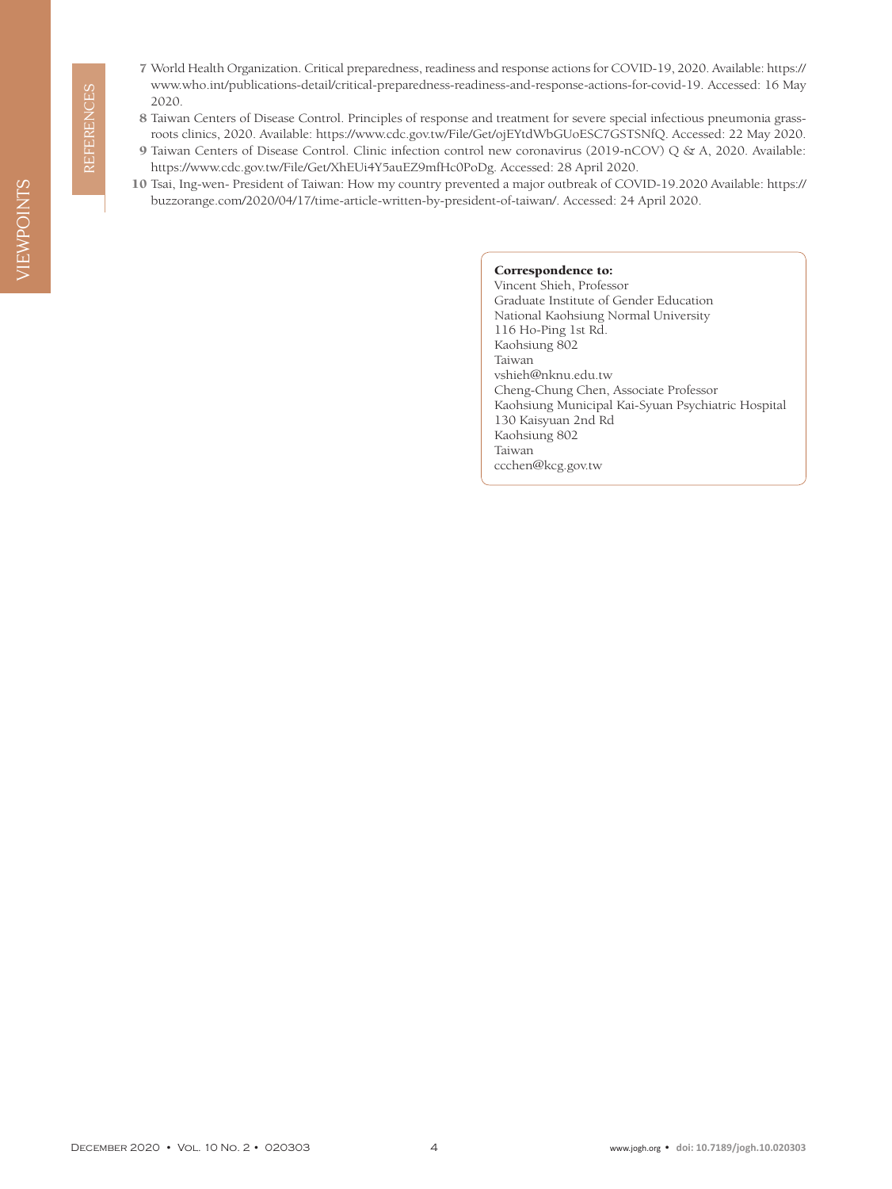7 World Health Organization. Critical preparedness, readiness and response actions for COVID-19, 2020. Available: https://www.who.int/publications-detail/critical-preparedness-readiness-and-response-actions-for-covid-19. Accessed: 16 May 2020.

8 Taiwan Centers of Disease Control. Principles of response and treatment for severe special infectious pneumonia grass-roots clinics, 2020. Available: https://www.cdc.gov.tw/File/Get/ojEYtdWbGUoESC7GSTSNfQ. Accessed: 22 May 2020.

9 Taiwan Centers of Disease Control. Clinic infection control new coronavirus (2019-nCOV) Q & A, 2020. Available: https://www.cdc.gov.tw/File/Get/XhEUi4Y5auEZ9mfHc0PoDg. Accessed: 28 April 2020.

10 Tsai, Ing-wen- President of Taiwan: How my country prevented a major outbreak of COVID-19.2020 Available: https://buzzorange.com/2020/04/17/time-article-written-by-president-of-taiwan/. Accessed: 24 April 2020.

**Correspondence to:**
Vincent Shieh, Professor
Graduate Institute of Gender Education
National Kaohsiung Normal University
116 Ho-Ping 1st Rd.
Kaohsiung 802
Taiwan
vshieh@nknu.edu.tw
Cheng-Chung Chen, Associate Professor
Kaohsiung Municipal Kai-Syuan Psychiatric Hospital
130 Kaisyuan 2nd Rd
Kaohsiung 802
Taiwan
ccchen@kcg.gov.tw